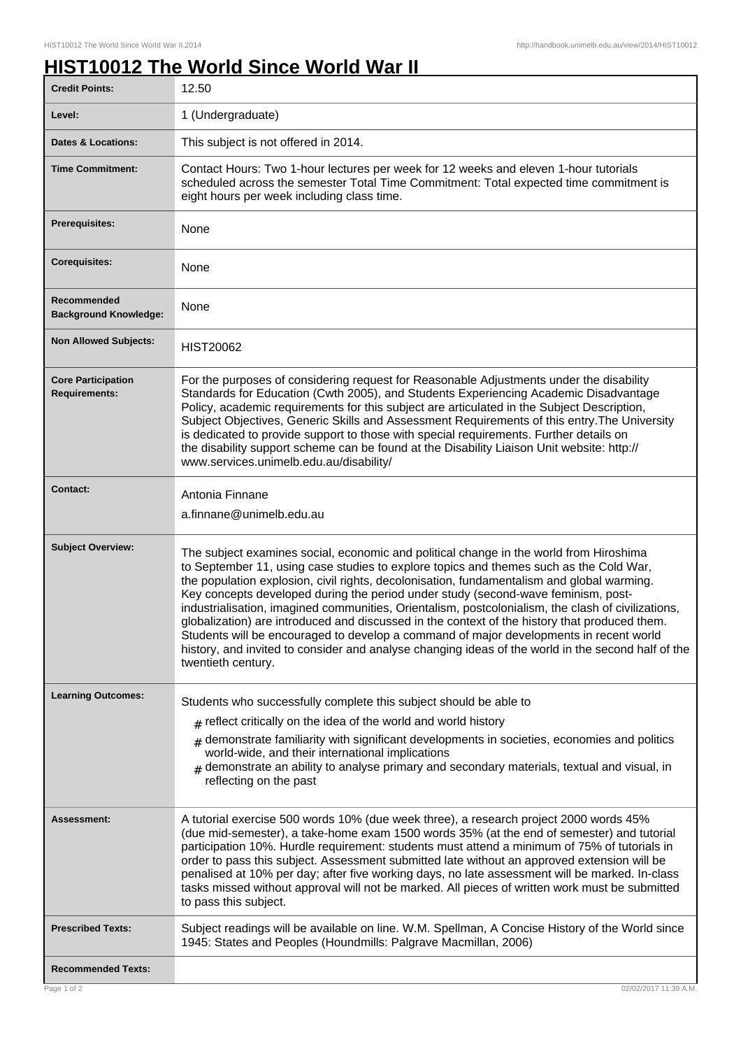# HIST10012 The World Since World War II

| | |
|---|---|
| **Credit Points:** | 12.50 |
| **Level:** | 1 (Undergraduate) |
| **Dates & Locations:** | This subject is not offered in 2014. |
| **Time Commitment:** | Contact Hours: Two 1-hour lectures per week for 12 weeks and eleven 1-hour tutorials scheduled across the semester Total Time Commitment: Total expected time commitment is eight hours per week including class time. |
| **Prerequisites:** | None |
| **Corequisites:** | None |
| **Recommended Background Knowledge:** | None |
| **Non Allowed Subjects:** | HIST20062 |
| **Core Participation Requirements:** | For the purposes of considering request for Reasonable Adjustments under the disability Standards for Education (Cwth 2005), and Students Experiencing Academic Disadvantage Policy, academic requirements for this subject are articulated in the Subject Description, Subject Objectives, Generic Skills and Assessment Requirements of this entry.The University is dedicated to provide support to those with special requirements. Further details on the disability support scheme can be found at the Disability Liaison Unit website: http://www.services.unimelb.edu.au/disability/ |
| **Contact:** | Antonia Finnane<br>a.finnane@unimelb.edu.au |
| **Subject Overview:** | The subject examines social, economic and political change in the world from Hiroshima to September 11, using case studies to explore topics and themes such as the Cold War, the population explosion, civil rights, decolonisation, fundamentalism and global warming. Key concepts developed during the period under study (second-wave feminism, post-industrialisation, imagined communities, Orientalism, postcolonialism, the clash of civilizations, globalization) are introduced and discussed in the context of the history that produced them. Students will be encouraged to develop a command of major developments in recent world history, and invited to consider and analyse changing ideas of the world in the second half of the twentieth century. |
| **Learning Outcomes:** | Students who successfully complete this subject should be able to<br># reflect critically on the idea of the world and world history<br># demonstrate familiarity with significant developments in societies, economies and politics world-wide, and their international implications<br># demonstrate an ability to analyse primary and secondary materials, textual and visual, in reflecting on the past |
| **Assessment:** | A tutorial exercise 500 words 10% (due week three), a research project 2000 words 45% (due mid-semester), a take-home exam 1500 words 35% (at the end of semester) and tutorial participation 10%. Hurdle requirement: students must attend a minimum of 75% of tutorials in order to pass this subject. Assessment submitted late without an approved extension will be penalised at 10% per day; after five working days, no late assessment will be marked. In-class tasks missed without approval will not be marked. All pieces of written work must be submitted to pass this subject. |
| **Prescribed Texts:** | Subject readings will be available on line. W.M. Spellman, A Concise History of the World since 1945: States and Peoples (Houndmills: Palgrave Macmillan, 2006) |
| **Recommended Texts:** | |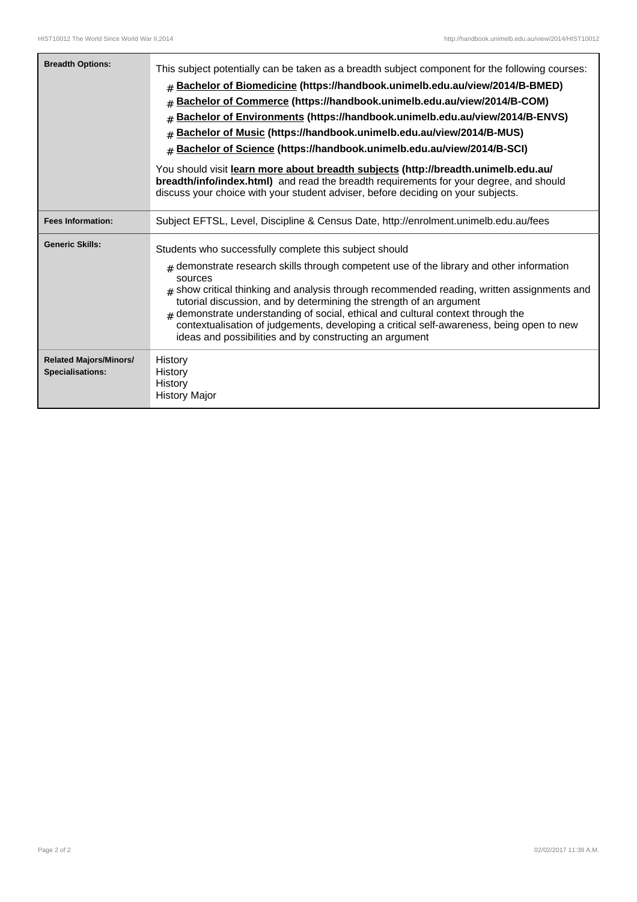| | |
|---|---|
| **Breadth Options:** | This subject potentially can be taken as a breadth subject component for the following courses:<br># **Bachelor of Biomedicine (https://handbook.unimelb.edu.au/view/2014/B-BMED)**<br># **Bachelor of Commerce (https://handbook.unimelb.edu.au/view/2014/B-COM)**<br># **Bachelor of Environments (https://handbook.unimelb.edu.au/view/2014/B-ENVS)**<br># **Bachelor of Music (https://handbook.unimelb.edu.au/view/2014/B-MUS)**<br># **Bachelor of Science (https://handbook.unimelb.edu.au/view/2014/B-SCI)**<br><br>You should visit **learn more about breadth subjects (http://breadth.unimelb.edu.au/breadth/info/index.html)** and read the breadth requirements for your degree, and should discuss your choice with your student adviser, before deciding on your subjects. |
| **Fees Information:** | Subject EFTSL, Level, Discipline & Census Date, http://enrolment.unimelb.edu.au/fees |
| **Generic Skills:** | Students who successfully complete this subject should<br># demonstrate research skills through competent use of the library and other information sources<br># show critical thinking and analysis through recommended reading, written assignments and tutorial discussion, and by determining the strength of an argument<br># demonstrate understanding of social, ethical and cultural context through the contextualisation of judgements, developing a critical self-awareness, being open to new ideas and possibilities and by constructing an argument |
| **Related Majors/Minors/ Specialisations:** | History<br>History<br>History<br>History Major |